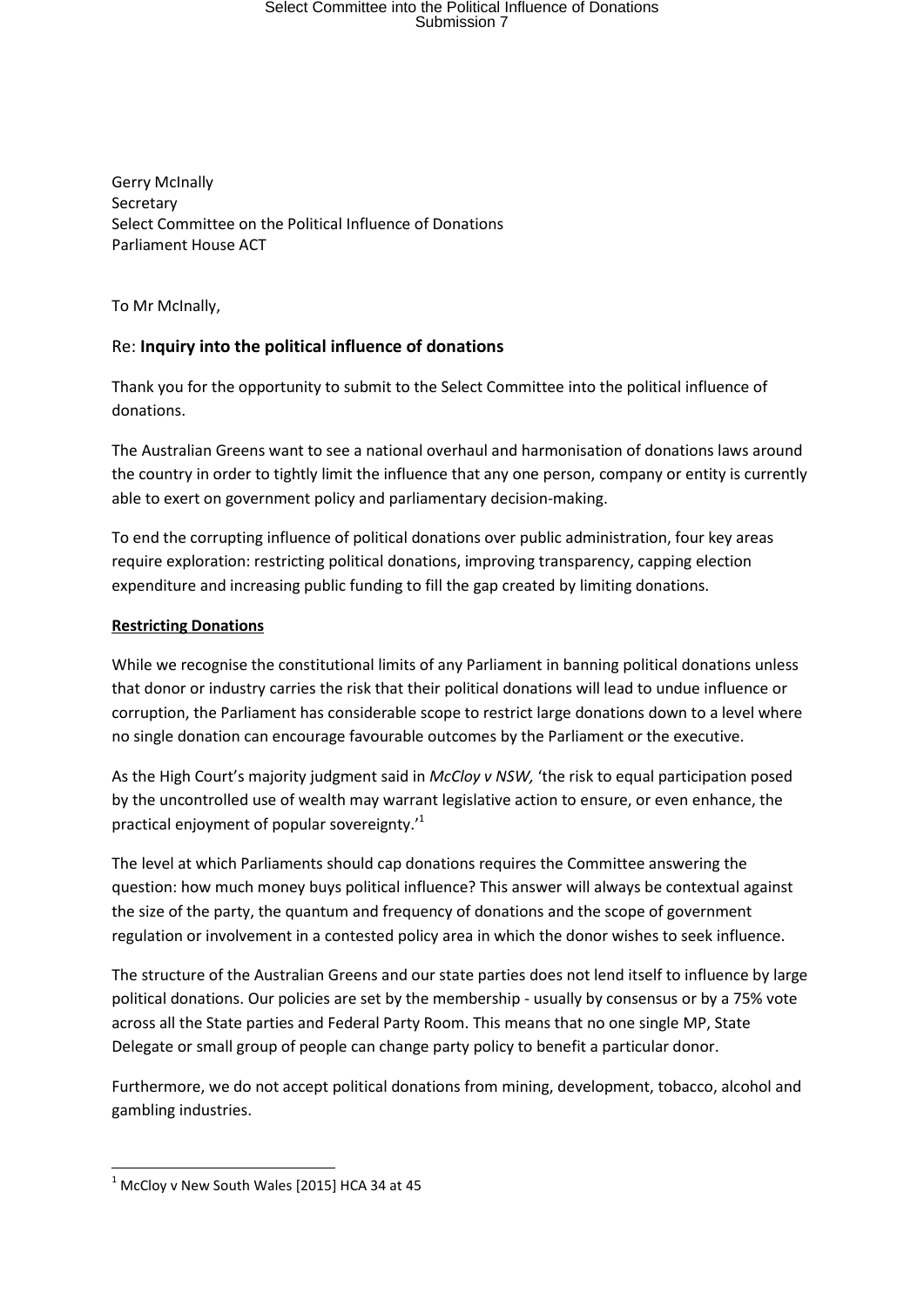Gerry McInally
Secretary
Select Committee on the Political Influence of Donations
Parliament House ACT

To Mr McInally,

Re: **Inquiry into the political influence of donations**

Thank you for the opportunity to submit to the Select Committee into the political influence of donations.

The Australian Greens want to see a national overhaul and harmonisation of donations laws around the country in order to tightly limit the influence that any one person, company or entity is currently able to exert on government policy and parliamentary decision-making.

To end the corrupting influence of political donations over public administration, four key areas require exploration: restricting political donations, improving transparency, capping election expenditure and increasing public funding to fill the gap created by limiting donations.

**Restricting Donations**

While we recognise the constitutional limits of any Parliament in banning political donations unless that donor or industry carries the risk that their political donations will lead to undue influence or corruption, the Parliament has considerable scope to restrict large donations down to a level where no single donation can encourage favourable outcomes by the Parliament or the executive.

As the High Court's majority judgment said in *McCloy v NSW,* 'the risk to equal participation posed by the uncontrolled use of wealth may warrant legislative action to ensure, or even enhance, the practical enjoyment of popular sovereignty.'[1]

The level at which Parliaments should cap donations requires the Committee answering the question: how much money buys political influence? This answer will always be contextual against the size of the party, the quantum and frequency of donations and the scope of government regulation or involvement in a contested policy area in which the donor wishes to seek influence.

The structure of the Australian Greens and our state parties does not lend itself to influence by large political donations. Our policies are set by the membership - usually by consensus or by a 75% vote across all the State parties and Federal Party Room. This means that no one single MP, State Delegate or small group of people can change party policy to benefit a particular donor.

Furthermore, we do not accept political donations from mining, development, tobacco, alcohol and gambling industries.

[1] McCloy v New South Wales [2015] HCA 34 at 45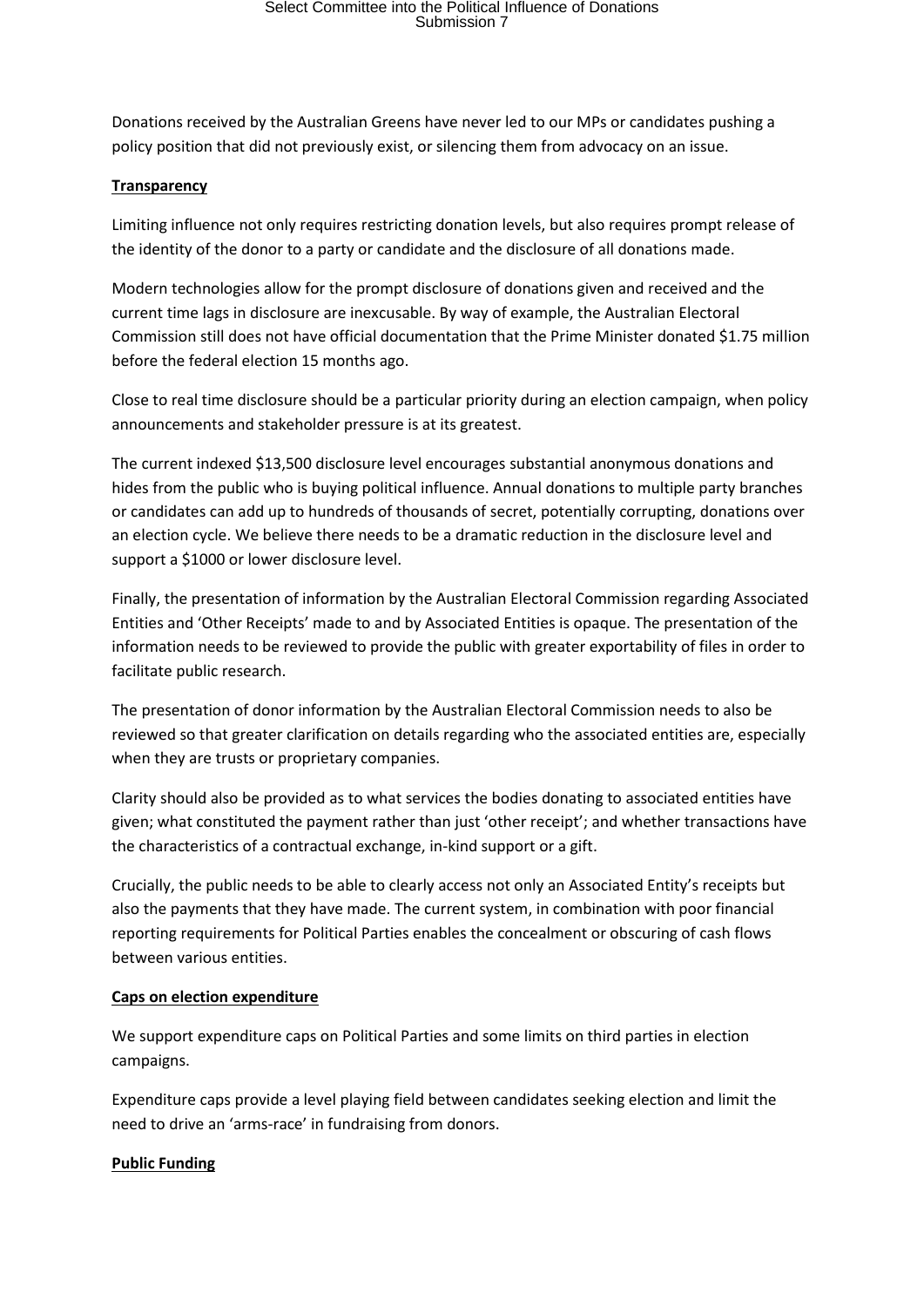Donations received by the Australian Greens have never led to our MPs or candidates pushing a policy position that did not previously exist, or silencing them from advocacy on an issue.

**Transparency**

Limiting influence not only requires restricting donation levels, but also requires prompt release of the identity of the donor to a party or candidate and the disclosure of all donations made.

Modern technologies allow for the prompt disclosure of donations given and received and the current time lags in disclosure are inexcusable. By way of example, the Australian Electoral Commission still does not have official documentation that the Prime Minister donated $1.75 million before the federal election 15 months ago.

Close to real time disclosure should be a particular priority during an election campaign, when policy announcements and stakeholder pressure is at its greatest.

The current indexed $13,500 disclosure level encourages substantial anonymous donations and hides from the public who is buying political influence. Annual donations to multiple party branches or candidates can add up to hundreds of thousands of secret, potentially corrupting, donations over an election cycle. We believe there needs to be a dramatic reduction in the disclosure level and support a $1000 or lower disclosure level.

Finally, the presentation of information by the Australian Electoral Commission regarding Associated Entities and 'Other Receipts' made to and by Associated Entities is opaque. The presentation of the information needs to be reviewed to provide the public with greater exportability of files in order to facilitate public research.

The presentation of donor information by the Australian Electoral Commission needs to also be reviewed so that greater clarification on details regarding who the associated entities are, especially when they are trusts or proprietary companies.

Clarity should also be provided as to what services the bodies donating to associated entities have given; what constituted the payment rather than just 'other receipt'; and whether transactions have the characteristics of a contractual exchange, in-kind support or a gift.

Crucially, the public needs to be able to clearly access not only an Associated Entity's receipts but also the payments that they have made. The current system, in combination with poor financial reporting requirements for Political Parties enables the concealment or obscuring of cash flows between various entities.

**Caps on election expenditure**

We support expenditure caps on Political Parties and some limits on third parties in election campaigns.

Expenditure caps provide a level playing field between candidates seeking election and limit the need to drive an 'arms-race' in fundraising from donors.

**Public Funding**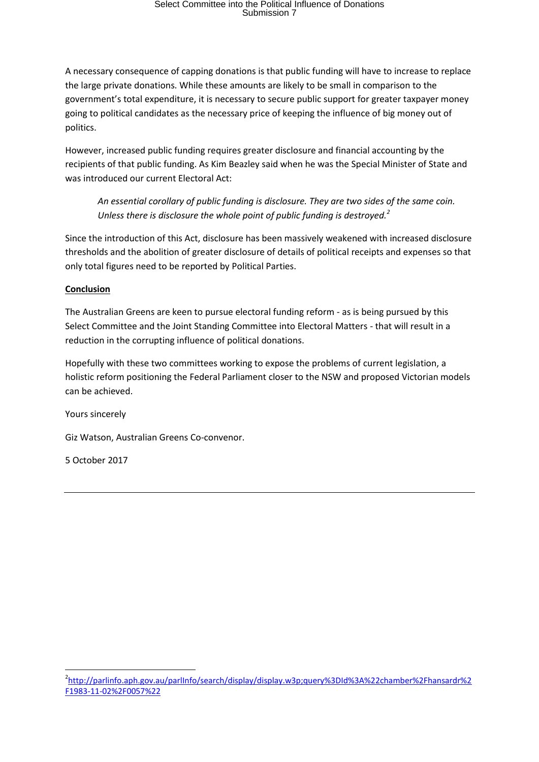A necessary consequence of capping donations is that public funding will have to increase to replace the large private donations. While these amounts are likely to be small in comparison to the government's total expenditure, it is necessary to secure public support for greater taxpayer money going to political candidates as the necessary price of keeping the influence of big money out of politics.

However, increased public funding requires greater disclosure and financial accounting by the recipients of that public funding. As Kim Beazley said when he was the Special Minister of State and was introduced our current Electoral Act:

> *An essential corollary of public funding is disclosure. They are two sides of the same coin. Unless there is disclosure the whole point of public funding is destroyed.*[2]

Since the introduction of this Act, disclosure has been massively weakened with increased disclosure thresholds and the abolition of greater disclosure of details of political receipts and expenses so that only total figures need to be reported by Political Parties.

**Conclusion**

The Australian Greens are keen to pursue electoral funding reform - as is being pursued by this Select Committee and the Joint Standing Committee into Electoral Matters - that will result in a reduction in the corrupting influence of political donations.

Hopefully with these two committees working to expose the problems of current legislation, a holistic reform positioning the Federal Parliament closer to the NSW and proposed Victorian models can be achieved.

Yours sincerely

Giz Watson, Australian Greens Co-convenor.

5 October 2017

---

[2] http://parlinfo.aph.gov.au/parlInfo/search/display/display.w3p;query%3DId%3A%22chamber%2Fhansardr%2F1983-11-02%2F0057%22